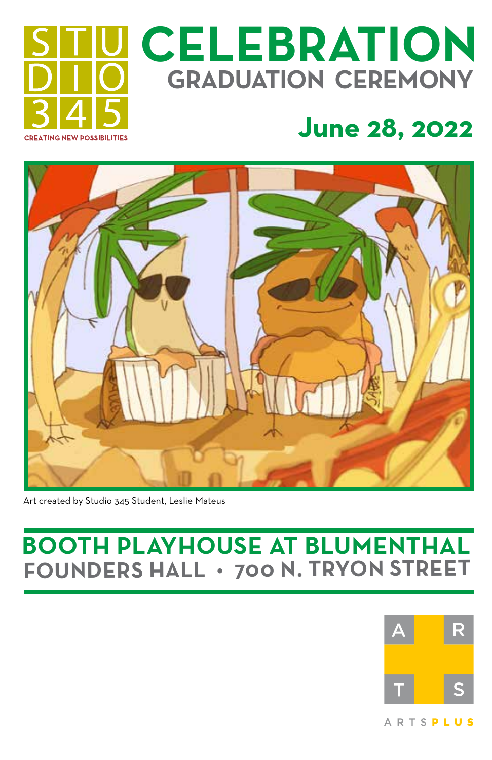STUDIO 345

CREATING NEW POSSIBILITIES

# CELEBRATION

## GRADUATION CEREMONY

## June 28, 2022

Art created by Studio 345 Student, Leslie Mateus

## BOOTH PLAYHOUSE AT BLUMENTHAL

### FOUNDERS HALL • 700 N. TRYON STREET

ARTS PLUS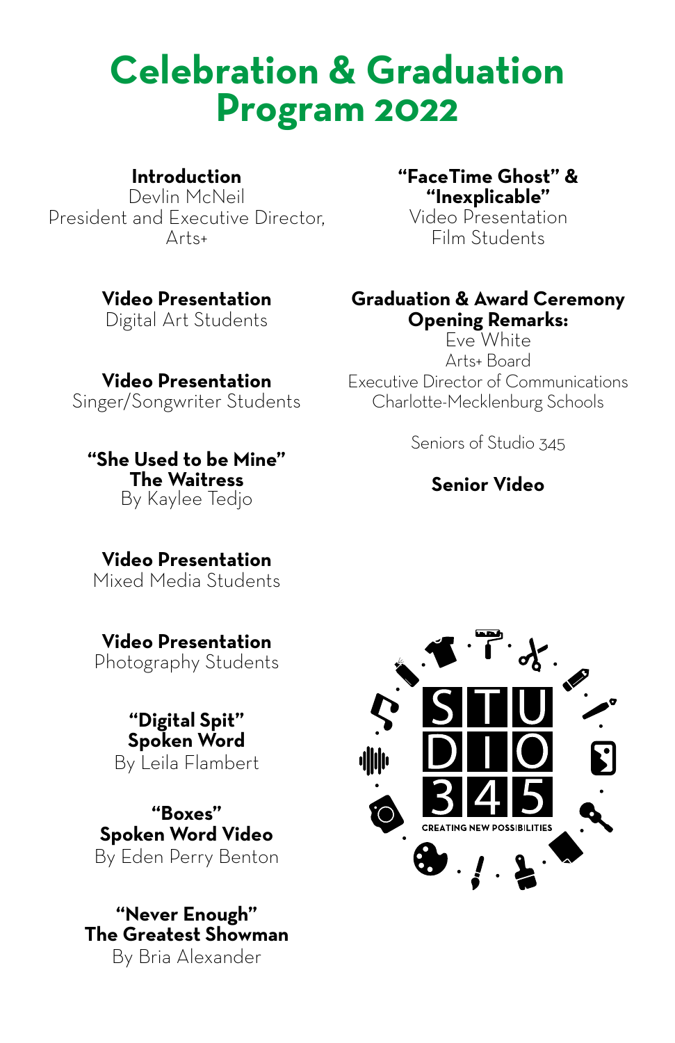# Celebration & Graduation Program 2022

**Introduction**
Devlin McNeil
President and Executive Director, Arts+

**Video Presentation**
Digital Art Students

**Video Presentation**
Singer/Songwriter Students

**"She Used to be Mine"**
**The Waitress**
By Kaylee Tedjo

**Video Presentation**
Mixed Media Students

**Video Presentation**
Photography Students

**"Digital Spit"**
**Spoken Word**
By Leila Flambert

**"Boxes"**
**Spoken Word Video**
By Eden Perry Benton

**"Never Enough"**
**The Greatest Showman**
By Bria Alexander

**"FaceTime Ghost" & "Inexplicable"**
Video Presentation
Film Students

**Graduation & Award Ceremony**
**Opening Remarks:**
Eve White
Arts+ Board
Executive Director of Communications
Charlotte-Mecklenburg Schools

Seniors of Studio 345

**Senior Video**

STUDIO 345
CREATING NEW POSSIBILITIES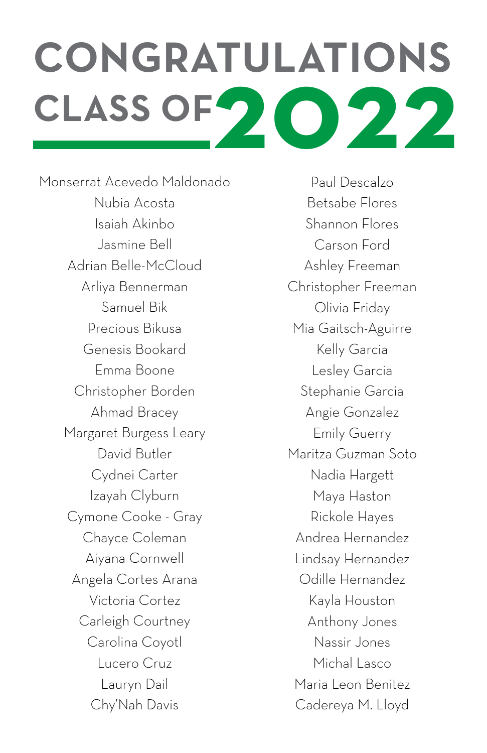# CONGRATULATIONS CLASS OF 2022

Monserrat Acevedo Maldonado
Nubia Acosta
Isaiah Akinbo
Jasmine Bell
Adrian Belle-McCloud
Arliya Bennerman
Samuel Bik
Precious Bikusa
Genesis Bookard
Emma Boone
Christopher Borden
Ahmad Bracey
Margaret Burgess Leary
David Butler
Cydnei Carter
Izayah Clyburn
Cymone Cooke - Gray
Chayce Coleman
Aiyana Cornwell
Angela Cortes Arana
Victoria Cortez
Carleigh Courtney
Carolina Coyotl
Lucero Cruz
Lauryn Dail
Chy'Nah Davis
Paul Descalzo
Betsabe Flores
Shannon Flores
Carson Ford
Ashley Freeman
Christopher Freeman
Olivia Friday
Mia Gaitsch-Aguirre
Kelly Garcia
Lesley Garcia
Stephanie Garcia
Angie Gonzalez
Emily Guerry
Maritza Guzman Soto
Nadia Hargett
Maya Haston
Rickole Hayes
Andrea Hernandez
Lindsay Hernandez
Odille Hernandez
Kayla Houston
Anthony Jones
Nassir Jones
Michal Lasco
Maria Leon Benitez
Cadereya M. Lloyd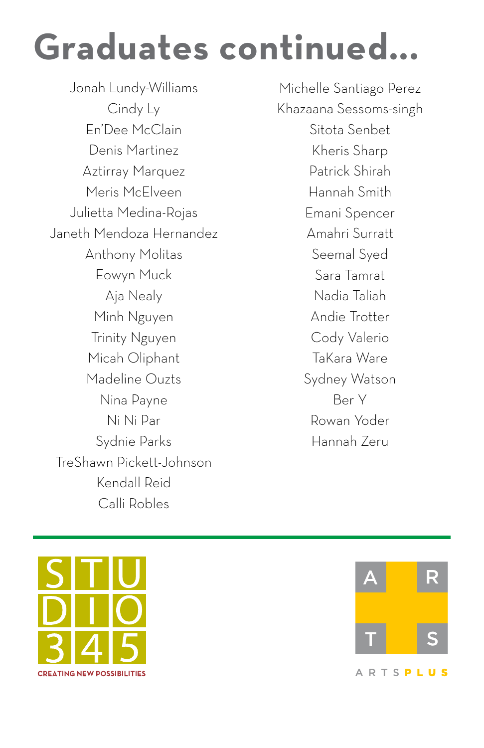# Graduates continued...

Jonah Lundy-Williams
Cindy Ly
En'Dee McClain
Denis Martinez
Aztirray Marquez
Meris McElveen
Julietta Medina-Rojas
Janeth Mendoza Hernandez
Anthony Molitas
Eowyn Muck
Aja Nealy
Minh Nguyen
Trinity Nguyen
Micah Oliphant
Madeline Ouzts
Nina Payne
Ni Ni Par
Sydnie Parks
TreShawn Pickett-Johnson
Kendall Reid
Calli Robles
Michelle Santiago Perez
Khazaana Sessoms-singh
Sitota Senbet
Kheris Sharp
Patrick Shirah
Hannah Smith
Emani Spencer
Amahri Surratt
Seemal Syed
Sara Tamrat
Nadia Taliah
Andie Trotter
Cody Valerio
TaKara Ware
Sydney Watson
Ber Y
Rowan Yoder
Hannah Zeru

---

STUDIO 345
CREATING NEW POSSIBILITIES

ARTS PLUS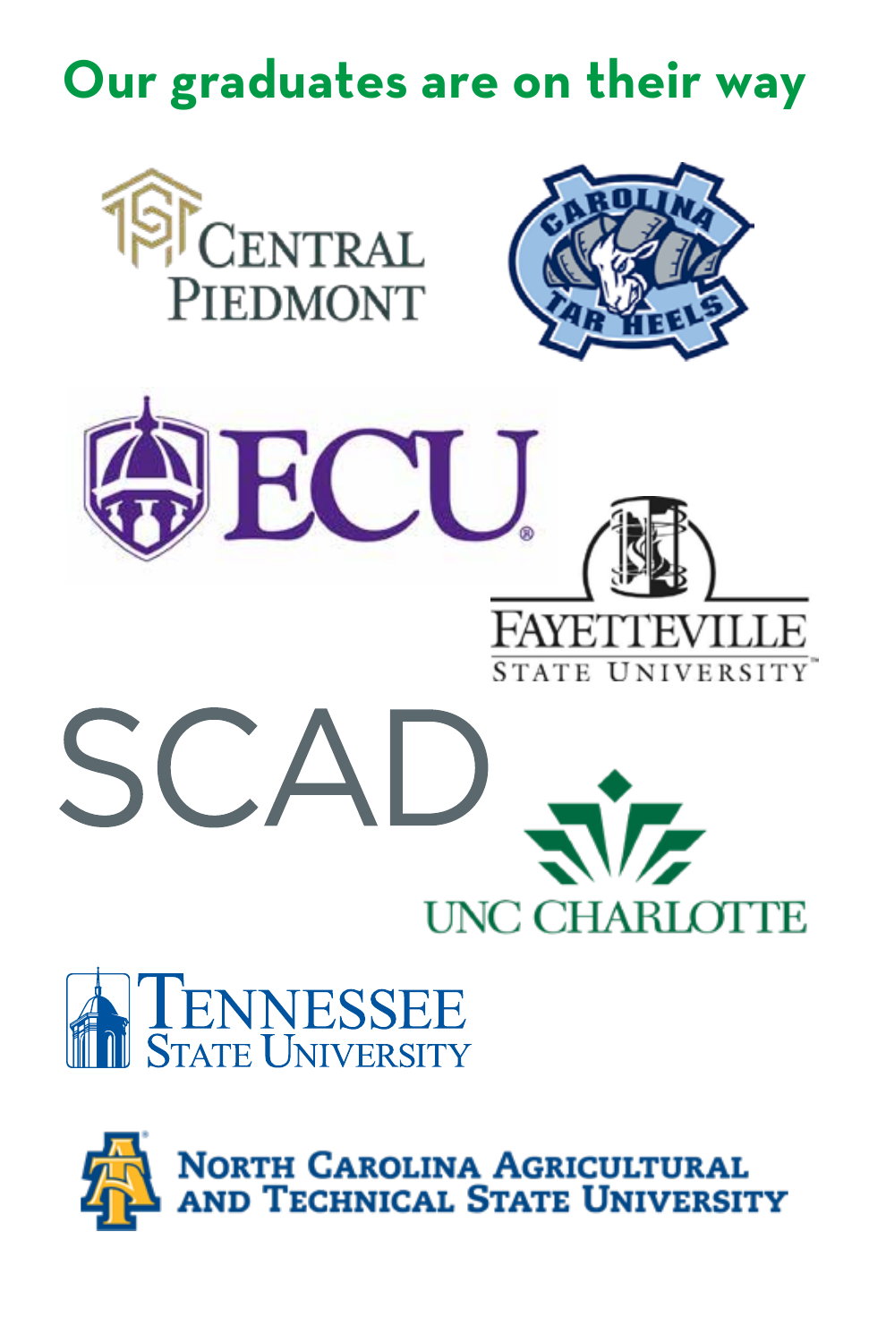## Our graduates are on their way

Central Piedmont

Carolina Tar Heels

ECU

Fayetteville State University

SCAD

UNC Charlotte

Tennessee State University

North Carolina Agricultural and Technical State University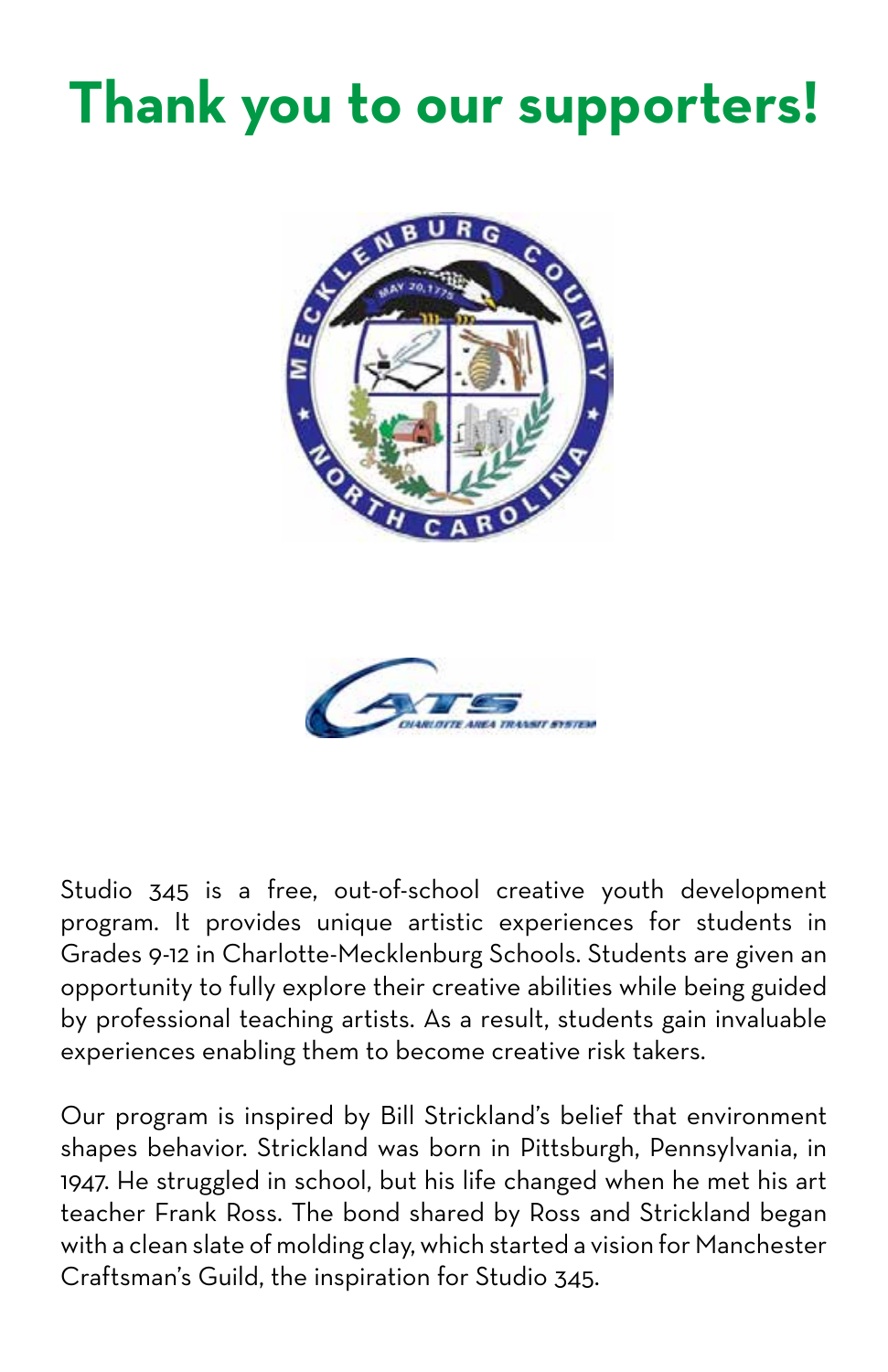# Thank you to our supporters!

Studio 345 is a free, out-of-school creative youth development program. It provides unique artistic experiences for students in Grades 9-12 in Charlotte-Mecklenburg Schools. Students are given an opportunity to fully explore their creative abilities while being guided by professional teaching artists. As a result, students gain invaluable experiences enabling them to become creative risk takers.

Our program is inspired by Bill Strickland's belief that environment shapes behavior. Strickland was born in Pittsburgh, Pennsylvania, in 1947. He struggled in school, but his life changed when he met his art teacher Frank Ross. The bond shared by Ross and Strickland began with a clean slate of molding clay, which started a vision for Manchester Craftsman's Guild, the inspiration for Studio 345.